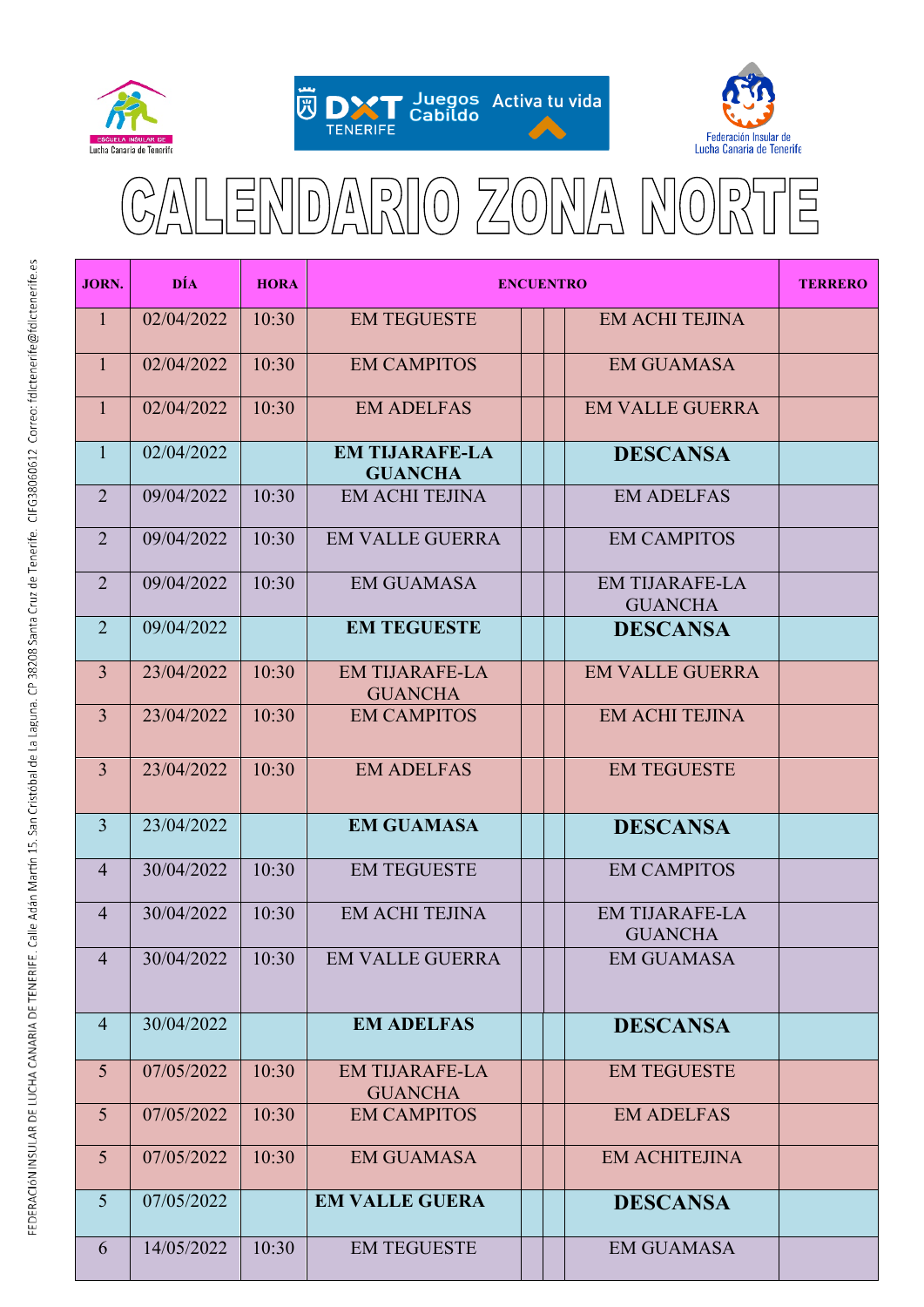# CALENDARIO ZONA NORTE

| JORN. | DÍA | HORA | ENCUENTRO | | | | TERRERO |
|---|---|---|---|---|---|---|---|
| 1 | 02/04/2022 | 10:30 | EM TEGUESTE | | | EM ACHI TEJINA | |
| 1 | 02/04/2022 | 10:30 | EM CAMPITOS | | | EM GUAMASA | |
| 1 | 02/04/2022 | 10:30 | EM ADELFAS | | | EM VALLE GUERRA | |
| 1 | 02/04/2022 | | **EM TIJARAFE-LA GUANCHA** | | | **DESCANSA** | |
| 2 | 09/04/2022 | 10:30 | EM ACHI TEJINA | | | EM ADELFAS | |
| 2 | 09/04/2022 | 10:30 | EM VALLE GUERRA | | | EM CAMPITOS | |
| 2 | 09/04/2022 | 10:30 | EM GUAMASA | | | EM TIJARAFE-LA GUANCHA | |
| 2 | 09/04/2022 | | **EM TEGUESTE** | | | **DESCANSA** | |
| 3 | 23/04/2022 | 10:30 | EM TIJARAFE-LA GUANCHA | | | EM VALLE GUERRA | |
| 3 | 23/04/2022 | 10:30 | EM CAMPITOS | | | EM ACHI TEJINA | |
| 3 | 23/04/2022 | 10:30 | EM ADELFAS | | | EM TEGUESTE | |
| 3 | 23/04/2022 | | **EM GUAMASA** | | | **DESCANSA** | |
| 4 | 30/04/2022 | 10:30 | EM TEGUESTE | | | EM CAMPITOS | |
| 4 | 30/04/2022 | 10:30 | EM ACHI TEJINA | | | EM TIJARAFE-LA GUANCHA | |
| 4 | 30/04/2022 | 10:30 | EM VALLE GUERRA | | | EM GUAMASA | |
| 4 | 30/04/2022 | | **EM ADELFAS** | | | **DESCANSA** | |
| 5 | 07/05/2022 | 10:30 | EM TIJARAFE-LA GUANCHA | | | EM TEGUESTE | |
| 5 | 07/05/2022 | 10:30 | EM CAMPITOS | | | EM ADELFAS | |
| 5 | 07/05/2022 | 10:30 | EM GUAMASA | | | EM ACHITEJINA | |
| 5 | 07/05/2022 | | **EM VALLE GUERA** | | | **DESCANSA** | |
| 6 | 14/05/2022 | 10:30 | EM TEGUESTE | | | EM GUAMASA | |

FEDERACIÓN INSULAR DE LUCHA CANARIA DE TENERIFE. Calle Adán Martín 15. San Cristóbal de La Laguna. CP 38208 Santa Cruz de Tenerife. CIFG38060612 Correo: fdlctenerife@fdlctenerife.es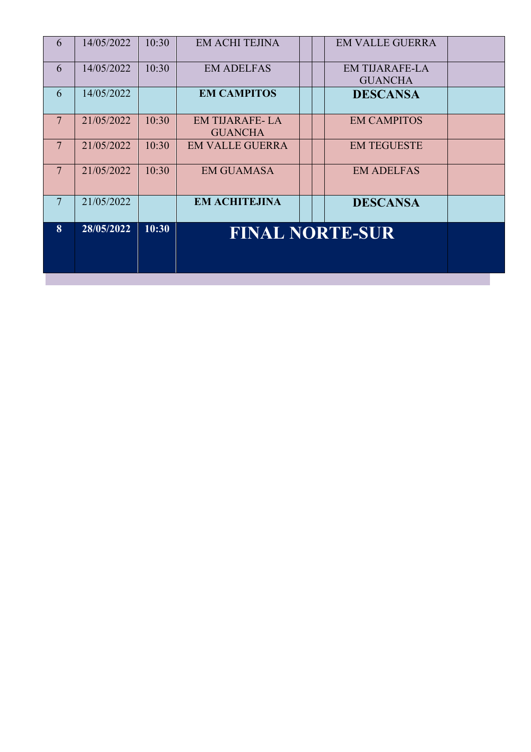| | | | | | | | |
|---|---|---|---|---|---|---|---|
| 6 | 14/05/2022 | 10:30 | EM ACHI TEJINA | | | EM VALLE GUERRA | |
| 6 | 14/05/2022 | 10:30 | EM ADELFAS | | | EM TIJARAFE-LA GUANCHA | |
| 6 | 14/05/2022 | | **EM CAMPITOS** | | | **DESCANSA** | |
| 7 | 21/05/2022 | 10:30 | EM TIJARAFE- LA GUANCHA | | | EM CAMPITOS | |
| 7 | 21/05/2022 | 10:30 | EM VALLE GUERRA | | | EM TEGUESTE | |
| 7 | 21/05/2022 | 10:30 | EM GUAMASA | | | EM ADELFAS | |
| 7 | 21/05/2022 | | **EM ACHITEJINA** | | | **DESCANSA** | |
| **8** | **28/05/2022** | **10:30** | **FINAL NORTE-SUR** | | | | |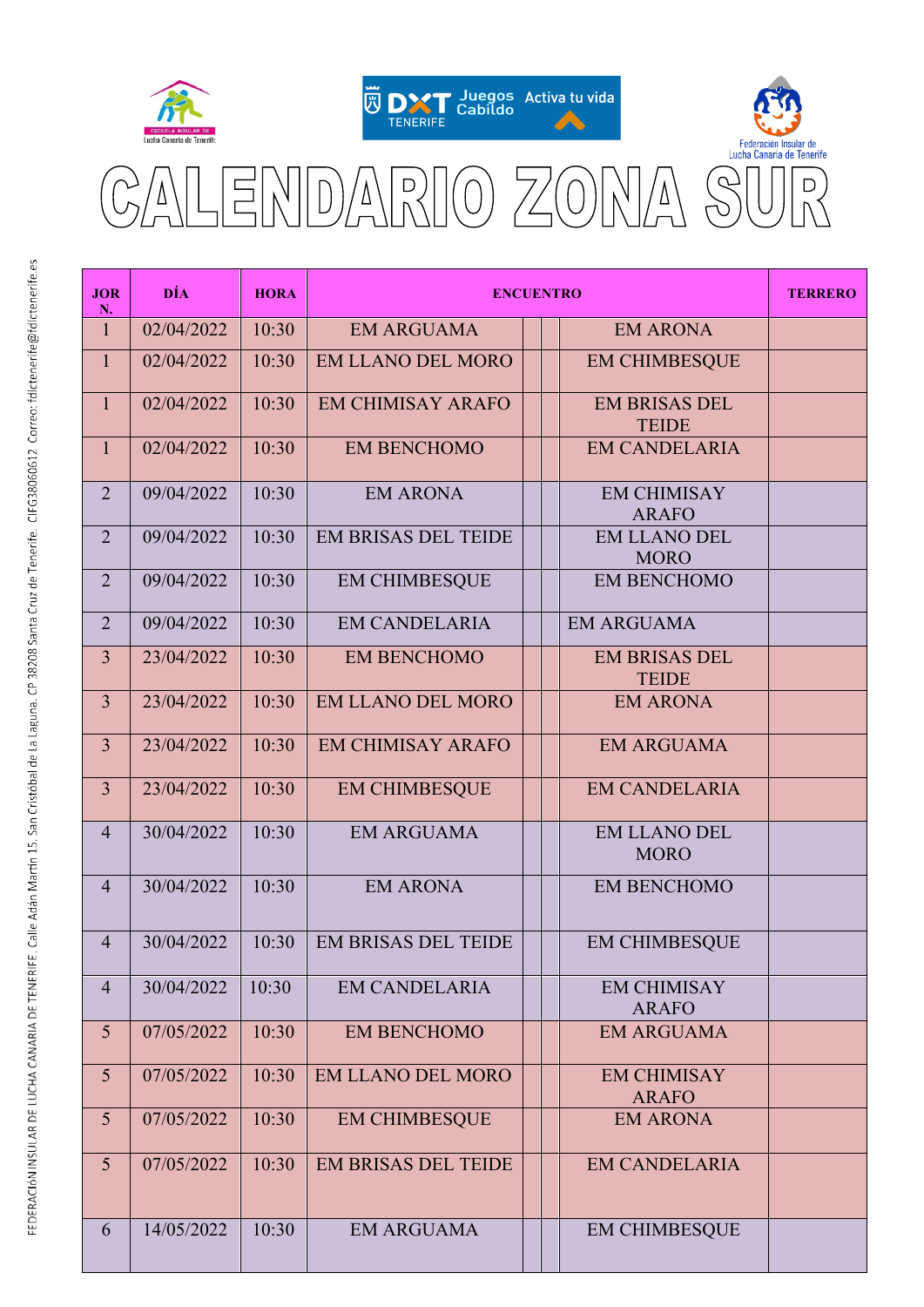# CALENDARIO ZONA SUR

| JORN. | DÍA | HORA | ENCUENTRO | | | | TERRERO |
|---|---|---|---|---|---|---|---|
| 1 | 02/04/2022 | 10:30 | EM ARGUAMA | | | EM ARONA | |
| 1 | 02/04/2022 | 10:30 | EM LLANO DEL MORO | | | EM CHIMBESQUE | |
| 1 | 02/04/2022 | 10:30 | EM CHIMISAY ARAFO | | | EM BRISAS DEL TEIDE | |
| 1 | 02/04/2022 | 10:30 | EM BENCHOMO | | | EM CANDELARIA | |
| 2 | 09/04/2022 | 10:30 | EM ARONA | | | EM CHIMISAY ARAFO | |
| 2 | 09/04/2022 | 10:30 | EM BRISAS DEL TEIDE | | | EM LLANO DEL MORO | |
| 2 | 09/04/2022 | 10:30 | EM CHIMBESQUE | | | EM BENCHOMO | |
| 2 | 09/04/2022 | 10:30 | EM CANDELARIA | | | EM ARGUAMA | |
| 3 | 23/04/2022 | 10:30 | EM BENCHOMO | | | EM BRISAS DEL TEIDE | |
| 3 | 23/04/2022 | 10:30 | EM LLANO DEL MORO | | | EM ARONA | |
| 3 | 23/04/2022 | 10:30 | EM CHIMISAY ARAFO | | | EM ARGUAMA | |
| 3 | 23/04/2022 | 10:30 | EM CHIMBESQUE | | | EM CANDELARIA | |
| 4 | 30/04/2022 | 10:30 | EM ARGUAMA | | | EM LLANO DEL MORO | |
| 4 | 30/04/2022 | 10:30 | EM ARONA | | | EM BENCHOMO | |
| 4 | 30/04/2022 | 10:30 | EM BRISAS DEL TEIDE | | | EM CHIMBESQUE | |
| 4 | 30/04/2022 | 10:30 | EM CANDELARIA | | | EM CHIMISAY ARAFO | |
| 5 | 07/05/2022 | 10:30 | EM BENCHOMO | | | EM ARGUAMA | |
| 5 | 07/05/2022 | 10:30 | EM LLANO DEL MORO | | | EM CHIMISAY ARAFO | |
| 5 | 07/05/2022 | 10:30 | EM CHIMBESQUE | | | EM ARONA | |
| 5 | 07/05/2022 | 10:30 | EM BRISAS DEL TEIDE | | | EM CANDELARIA | |
| 6 | 14/05/2022 | 10:30 | EM ARGUAMA | | | EM CHIMBESQUE | |

FEDERACIÓN INSULAR DE LUCHA CANARIA DE TENERIFE. Calle Adán Martín 15. San Cristóbal de La Laguna. CP 38208 Santa Cruz de Tenerife. CIFG38060612 Correo: fdlctenerife@fdlctenerife.es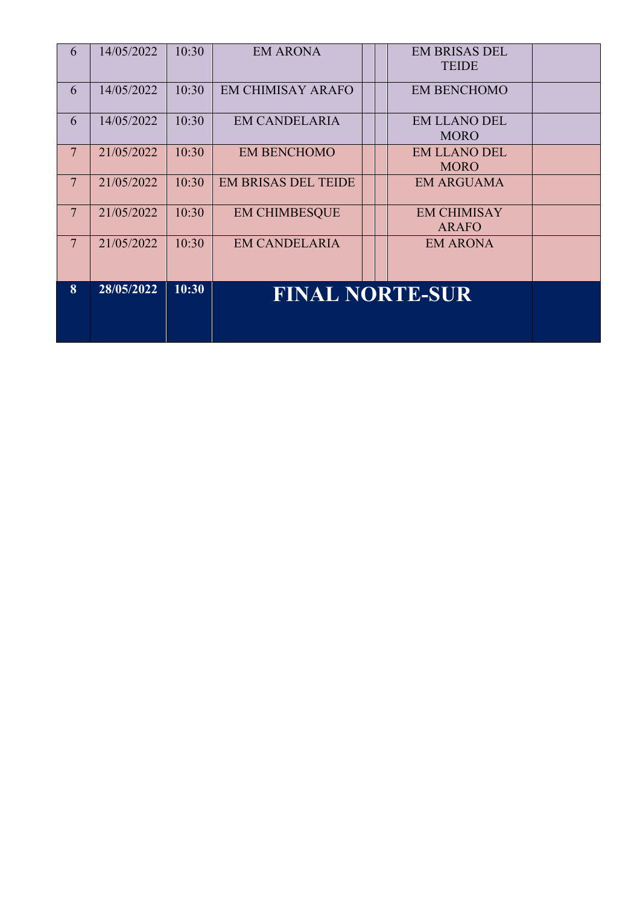| | | | | | | | |
|---|---|---|---|---|---|---|---|
| 6 | 14/05/2022 | 10:30 | EM ARONA | | | EM BRISAS DEL TEIDE | |
| 6 | 14/05/2022 | 10:30 | EM CHIMISAY ARAFO | | | EM BENCHOMO | |
| 6 | 14/05/2022 | 10:30 | EM CANDELARIA | | | EM LLANO DEL MORO | |
| 7 | 21/05/2022 | 10:30 | EM BENCHOMO | | | EM LLANO DEL MORO | |
| 7 | 21/05/2022 | 10:30 | EM BRISAS DEL TEIDE | | | EM ARGUAMA | |
| 7 | 21/05/2022 | 10:30 | EM CHIMBESQUE | | | EM CHIMISAY ARAFO | |
| 7 | 21/05/2022 | 10:30 | EM CANDELARIA | | | EM ARONA | |
| **8** | **28/05/2022** | **10:30** | **FINAL NORTE-SUR** | | | | |